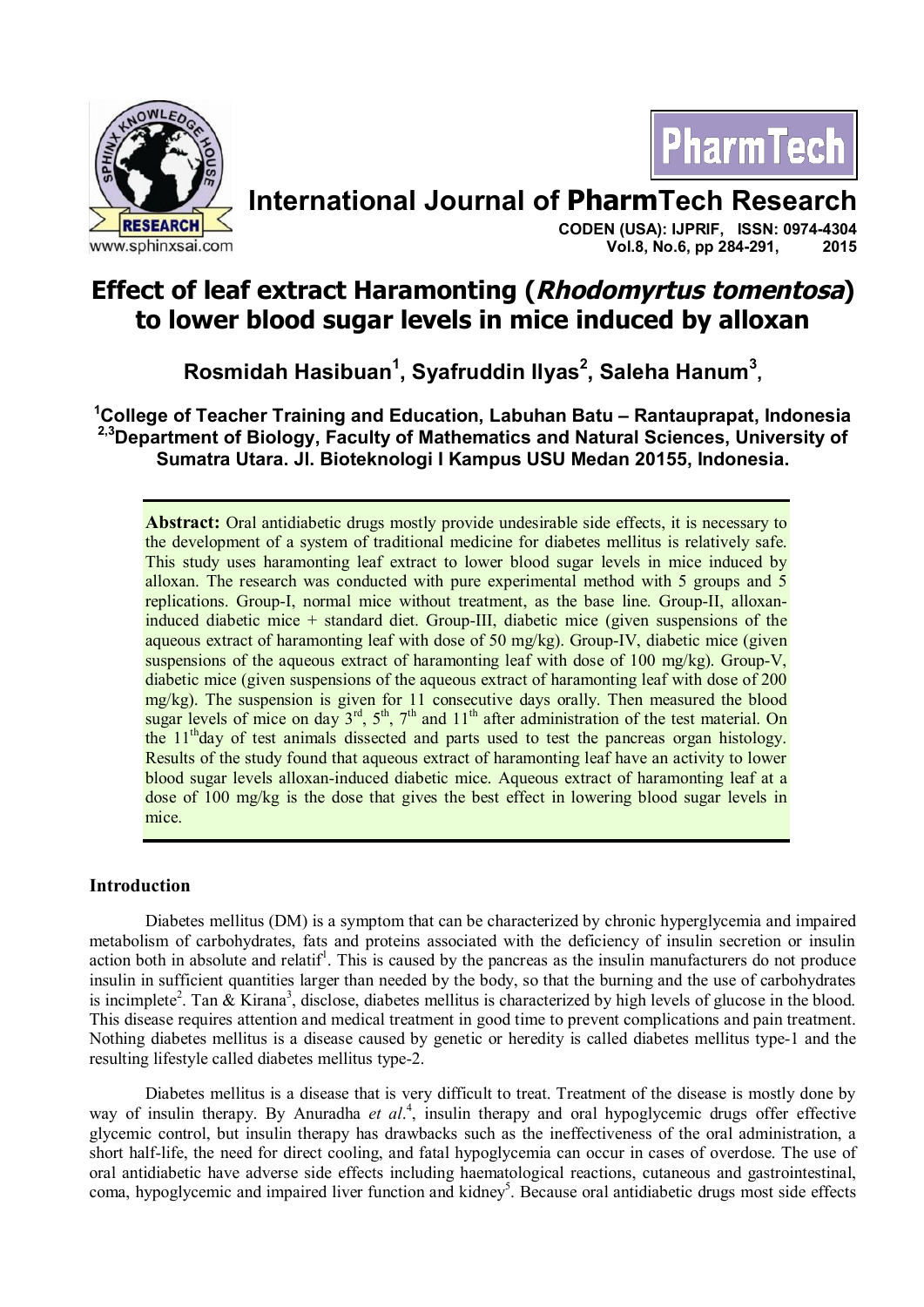# Effect of leaf extract Haramonting (*Rhodomyrtus tomentosa*) to lower blood sugar levels in mice induced by alloxan

**Rosmidah Hasibuan[1], Syafruddin Ilyas[2], Saleha Hanum[3],**

**[1]College of Teacher Training and Education, Labuhan Batu – Rantauprapat, Indonesia**
**[2,3]Department of Biology, Faculty of Mathematics and Natural Sciences, University of Sumatra Utara. Jl. Bioteknologi I Kampus USU Medan 20155, Indonesia.**

**Abstract:** Oral antidiabetic drugs mostly provide undesirable side effects, it is necessary to the development of a system of traditional medicine for diabetes mellitus is relatively safe. This study uses haramonting leaf extract to lower blood sugar levels in mice induced by alloxan. The research was conducted with pure experimental method with 5 groups and 5 replications. Group-I, normal mice without treatment, as the base line. Group-II, alloxan-induced diabetic mice + standard diet. Group-III, diabetic mice (given suspensions of the aqueous extract of haramonting leaf with dose of 50 mg/kg). Group-IV, diabetic mice (given suspensions of the aqueous extract of haramonting leaf with dose of 100 mg/kg). Group-V, diabetic mice (given suspensions of the aqueous extract of haramonting leaf with dose of 200 mg/kg). The suspension is given for 11 consecutive days orally. Then measured the blood sugar levels of mice on day 3rd, 5th, 7th and 11th after administration of the test material. On the 11thday of test animals dissected and parts used to test the pancreas organ histology. Results of the study found that aqueous extract of haramonting leaf have an activity to lower blood sugar levels alloxan-induced diabetic mice. Aqueous extract of haramonting leaf at a dose of 100 mg/kg is the dose that gives the best effect in lowering blood sugar levels in mice.

## Introduction

Diabetes mellitus (DM) is a symptom that can be characterized by chronic hyperglycemia and impaired metabolism of carbohydrates, fats and proteins associated with the deficiency of insulin secretion or insulin action both in absolute and relatif[1]. This is caused by the pancreas as the insulin manufacturers do not produce insulin in sufficient quantities larger than needed by the body, so that the burning and the use of carbohydrates is incimplete[2]. Tan & Kirana[3], disclose, diabetes mellitus is characterized by high levels of glucose in the blood. This disease requires attention and medical treatment in good time to prevent complications and pain treatment. Nothing diabetes mellitus is a disease caused by genetic or heredity is called diabetes mellitus type-1 and the resulting lifestyle called diabetes mellitus type-2.

Diabetes mellitus is a disease that is very difficult to treat. Treatment of the disease is mostly done by way of insulin therapy. By Anuradha *et al*.[4], insulin therapy and oral hypoglycemic drugs offer effective glycemic control, but insulin therapy has drawbacks such as the ineffectiveness of the oral administration, a short half-life, the need for direct cooling, and fatal hypoglycemia can occur in cases of overdose. The use of oral antidiabetic have adverse side effects including haematological reactions, cutaneous and gastrointestinal, coma, hypoglycemic and impaired liver function and kidney[5]. Because oral antidiabetic drugs most side effects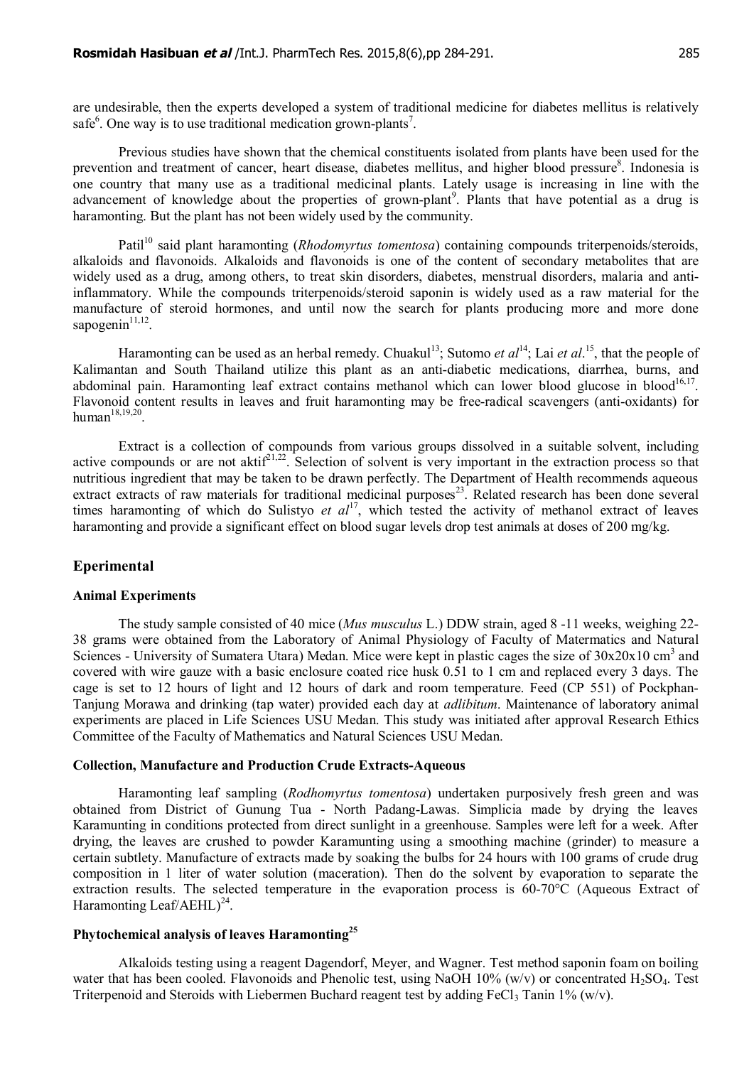are undesirable, then the experts developed a system of traditional medicine for diabetes mellitus is relatively safe[6]. One way is to use traditional medication grown-plants[7].

Previous studies have shown that the chemical constituents isolated from plants have been used for the prevention and treatment of cancer, heart disease, diabetes mellitus, and higher blood pressure[8]. Indonesia is one country that many use as a traditional medicinal plants. Lately usage is increasing in line with the advancement of knowledge about the properties of grown-plant[9]. Plants that have potential as a drug is haramonting. But the plant has not been widely used by the community.

Patil[10] said plant haramonting (*Rhodomyrtus tomentosa*) containing compounds triterpenoids/steroids, alkaloids and flavonoids. Alkaloids and flavonoids is one of the content of secondary metabolites that are widely used as a drug, among others, to treat skin disorders, diabetes, menstrual disorders, malaria and anti-inflammatory. While the compounds triterpenoids/steroid saponin is widely used as a raw material for the manufacture of steroid hormones, and until now the search for plants producing more and more done sapogenin[11,12].

Haramonting can be used as an herbal remedy. Chuakul[13]; Sutomo *et al*[14]; Lai *et al*.[15], that the people of Kalimantan and South Thailand utilize this plant as an anti-diabetic medications, diarrhea, burns, and abdominal pain. Haramonting leaf extract contains methanol which can lower blood glucose in blood[16,17]. Flavonoid content results in leaves and fruit haramonting may be free-radical scavengers (anti-oxidants) for human[18,19,20].

Extract is a collection of compounds from various groups dissolved in a suitable solvent, including active compounds or are not aktif[21,22]. Selection of solvent is very important in the extraction process so that nutritious ingredient that may be taken to be drawn perfectly. The Department of Health recommends aqueous extract extracts of raw materials for traditional medicinal purposes[23]. Related research has been done several times haramonting of which do Sulistyo *et al*[17], which tested the activity of methanol extract of leaves haramonting and provide a significant effect on blood sugar levels drop test animals at doses of 200 mg/kg.

## Eperimental

### Animal Experiments

The study sample consisted of 40 mice (*Mus musculus* L.) DDW strain, aged 8 -11 weeks, weighing 22-38 grams were obtained from the Laboratory of Animal Physiology of Faculty of Matermatics and Natural Sciences - University of Sumatera Utara) Medan. Mice were kept in plastic cages the size of 30x20x10 $cm^3$ and covered with wire gauze with a basic enclosure coated rice husk 0.51 to 1 cm and replaced every 3 days. The cage is set to 12 hours of light and 12 hours of dark and room temperature. Feed (CP 551) of Pockphan-Tanjung Morawa and drinking (tap water) provided each day at *adlibitum*. Maintenance of laboratory animal experiments are placed in Life Sciences USU Medan. This study was initiated after approval Research Ethics Committee of the Faculty of Mathematics and Natural Sciences USU Medan.

### Collection, Manufacture and Production Crude Extracts-Aqueous

Haramonting leaf sampling (*Rodhomyrtus tomentosa*) undertaken purposively fresh green and was obtained from District of Gunung Tua - North Padang-Lawas. Simplicia made by drying the leaves Karamunting in conditions protected from direct sunlight in a greenhouse. Samples were left for a week. After drying, the leaves are crushed to powder Karamunting using a smoothing machine (grinder) to measure a certain subtlety. Manufacture of extracts made by soaking the bulbs for 24 hours with 100 grams of crude drug composition in 1 liter of water solution (maceration). Then do the solvent by evaporation to separate the extraction results. The selected temperature in the evaporation process is 60-70°C (Aqueous Extract of Haramonting Leaf/AEHL)[24].

### Phytochemical analysis of leaves Haramonting[25]

Alkaloids testing using a reagent Dagendorf, Meyer, and Wagner. Test method saponin foam on boiling water that has been cooled. Flavonoids and Phenolic test, using NaOH 10% (w/v) or concentrated $H_2SO_4$. Test Triterpenoid and Steroids with Liebermen Buchard reagent test by adding $FeCl_3$ Tanin 1% (w/v).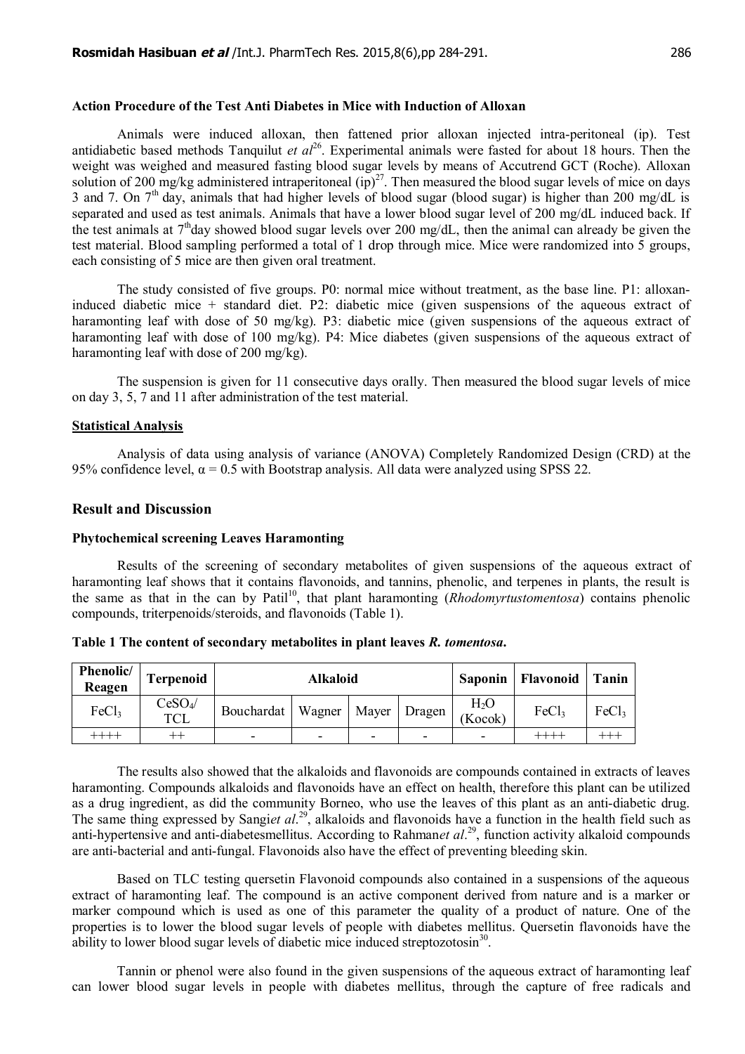**Action Procedure of the Test Anti Diabetes in Mice with Induction of Alloxan**

Animals were induced alloxan, then fattened prior alloxan injected intra-peritoneal (ip). Test antidiabetic based methods Tanquilut *et al*[26]. Experimental animals were fasted for about 18 hours. Then the weight was weighed and measured fasting blood sugar levels by means of Accutrend GCT (Roche). Alloxan solution of 200 mg/kg administered intraperitoneal (ip)[27]. Then measured the blood sugar levels of mice on days 3 and 7. On 7th day, animals that had higher levels of blood sugar (blood sugar) is higher than 200 mg/dL is separated and used as test animals. Animals that have a lower blood sugar level of 200 mg/dL induced back. If the test animals at 7thday showed blood sugar levels over 200 mg/dL, then the animal can already be given the test material. Blood sampling performed a total of 1 drop through mice. Mice were randomized into 5 groups, each consisting of 5 mice are then given oral treatment.

The study consisted of five groups. P0: normal mice without treatment, as the base line. P1: alloxan-induced diabetic mice + standard diet. P2: diabetic mice (given suspensions of the aqueous extract of haramonting leaf with dose of 50 mg/kg). P3: diabetic mice (given suspensions of the aqueous extract of haramonting leaf with dose of 100 mg/kg). P4: Mice diabetes (given suspensions of the aqueous extract of haramonting leaf with dose of 200 mg/kg).

The suspension is given for 11 consecutive days orally. Then measured the blood sugar levels of mice on day 3, 5, 7 and 11 after administration of the test material.

**Statistical Analysis**

Analysis of data using analysis of variance (ANOVA) Completely Randomized Design (CRD) at the 95% confidence level, $\alpha = 0.5$ with Bootstrap analysis. All data were analyzed using SPSS 22.

## Result and Discussion

### Phytochemical screening Leaves Haramonting

Results of the screening of secondary metabolites of given suspensions of the aqueous extract of haramonting leaf shows that it contains flavonoids, and tannins, phenolic, and terpenes in plants, the result is the same as that in the can by Patil[10], that plant haramonting (*Rhodomyrtustomentosa*) contains phenolic compounds, triterpenoids/steroids, and flavonoids (Table 1).

**Table 1 The content of secondary metabolites in plant leaves *R. tomentosa*.**

| Phenolic/ Reagen | Terpenoid | Alkaloid | | | | Saponin | Flavonoid | Tanin |
|---|---|---|---|---|---|---|---|---|
| $FeCl_3$ | $CeSO_4$/ TCL | Bouchardat | Wagner | Mayer | Dragen | $H_2O$ (Kocok) | $FeCl_3$ | $FeCl_3$ |
| ++++ | ++ | - | - | - | - | - | ++++ | +++ |

The results also showed that the alkaloids and flavonoids are compounds contained in extracts of leaves haramonting. Compounds alkaloids and flavonoids have an effect on health, therefore this plant can be utilized as a drug ingredient, as did the community Borneo, who use the leaves of this plant as an anti-diabetic drug. The same thing expressed by Sangi*et al*.[29], alkaloids and flavonoids have a function in the health field such as anti-hypertensive and anti-diabetesmellitus. According to Rahman*et al*.[29], function activity alkaloid compounds are anti-bacterial and anti-fungal. Flavonoids also have the effect of preventing bleeding skin.

Based on TLC testing quersetin Flavonoid compounds also contained in a suspensions of the aqueous extract of haramonting leaf. The compound is an active component derived from nature and is a marker or marker compound which is used as one of this parameter the quality of a product of nature. One of the properties is to lower the blood sugar levels of people with diabetes mellitus. Quersetin flavonoids have the ability to lower blood sugar levels of diabetic mice induced streptozotosin[30].

Tannin or phenol were also found in the given suspensions of the aqueous extract of haramonting leaf can lower blood sugar levels in people with diabetes mellitus, through the capture of free radicals and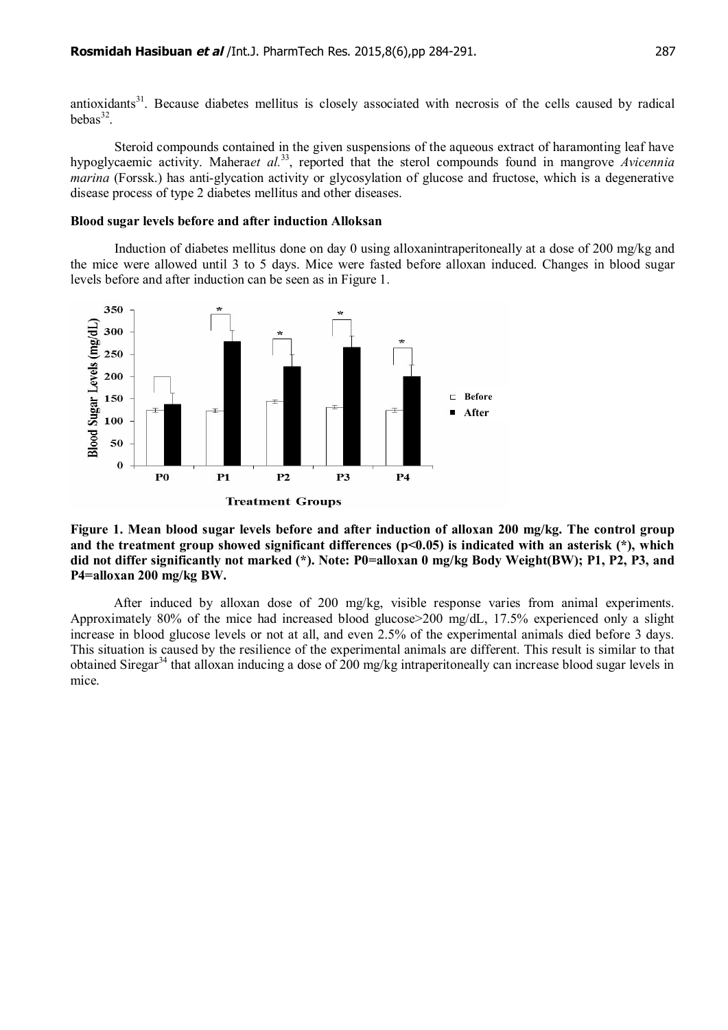antioxidants[31]. Because diabetes mellitus is closely associated with necrosis of the cells caused by radical bebas[32].

Steroid compounds contained in the given suspensions of the aqueous extract of haramonting leaf have hypoglycaemic activity. Mahera*et al.*[33], reported that the sterol compounds found in mangrove *Avicennia marina* (Forssk.) has anti-glycation activity or glycosylation of glucose and fructose, which is a degenerative disease process of type 2 diabetes mellitus and other diseases.

**Blood sugar levels before and after induction Alloksan**

Induction of diabetes mellitus done on day 0 using alloxanintraperitoneally at a dose of 200 mg/kg and the mice were allowed until 3 to 5 days. Mice were fasted before alloxan induced. Changes in blood sugar levels before and after induction can be seen as in Figure 1.

**Figure 1. Mean blood sugar levels before and after induction of alloxan 200 mg/kg. The control group and the treatment group showed significant differences ($p<0.05$) is indicated with an asterisk (*), which did not differ significantly not marked (*). Note: P0=alloxan 0 mg/kg Body Weight(BW); P1, P2, P3, and P4=alloxan 200 mg/kg BW.**

After induced by alloxan dose of 200 mg/kg, visible response varies from animal experiments. Approximately 80% of the mice had increased blood glucose>200 mg/dL, 17.5% experienced only a slight increase in blood glucose levels or not at all, and even 2.5% of the experimental animals died before 3 days. This situation is caused by the resilience of the experimental animals are different. This result is similar to that obtained Siregar[34] that alloxan inducing a dose of 200 mg/kg intraperitoneally can increase blood sugar levels in mice.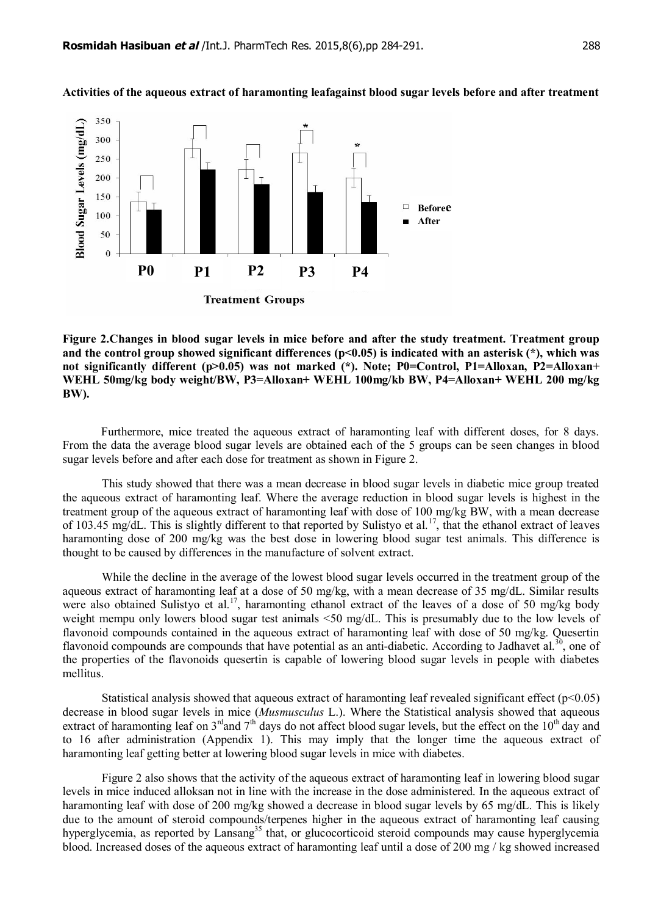**Activities of the aqueous extract of haramonting leafagainst blood sugar levels before and after treatment**

**Figure 2.Changes in blood sugar levels in mice before and after the study treatment. Treatment group and the control group showed significant differences (p<0.05) is indicated with an asterisk (*), which was not significantly different (p>0.05) was not marked (*). Note; P0=Control, P1=Alloxan, P2=Alloxan+ WEHL 50mg/kg body weight/BW, P3=Alloxan+ WEHL 100mg/kb BW, P4=Alloxan+ WEHL 200 mg/kg BW).**

Furthermore, mice treated the aqueous extract of haramonting leaf with different doses, for 8 days. From the data the average blood sugar levels are obtained each of the 5 groups can be seen changes in blood sugar levels before and after each dose for treatment as shown in Figure 2.

This study showed that there was a mean decrease in blood sugar levels in diabetic mice group treated the aqueous extract of haramonting leaf. Where the average reduction in blood sugar levels is highest in the treatment group of the aqueous extract of haramonting leaf with dose of 100 mg/kg BW, with a mean decrease of 103.45 mg/dL. This is slightly different to that reported by Sulistyo et al.[17], that the ethanol extract of leaves haramonting dose of 200 mg/kg was the best dose in lowering blood sugar test animals. This difference is thought to be caused by differences in the manufacture of solvent extract.

While the decline in the average of the lowest blood sugar levels occurred in the treatment group of the aqueous extract of haramonting leaf at a dose of 50 mg/kg, with a mean decrease of 35 mg/dL. Similar results were also obtained Sulistyo et al.[17], haramonting ethanol extract of the leaves of a dose of 50 mg/kg body weight mempu only lowers blood sugar test animals <50 mg/dL. This is presumably due to the low levels of flavonoid compounds contained in the aqueous extract of haramonting leaf with dose of 50 mg/kg. Quesertin flavonoid compounds are compounds that have potential as an anti-diabetic. According to Jadhavet al.[30], one of the properties of the flavonoids quesertin is capable of lowering blood sugar levels in people with diabetes mellitus.

Statistical analysis showed that aqueous extract of haramonting leaf revealed significant effect ($p<0.05$) decrease in blood sugar levels in mice (*Musmusculus* L.). Where the Statistical analysis showed that aqueous extract of haramonting leaf on 3[rd]and 7[th] days do not affect blood sugar levels, but the effect on the 10[th] day and to 16 after administration (Appendix 1). This may imply that the longer time the aqueous extract of haramonting leaf getting better at lowering blood sugar levels in mice with diabetes.

Figure 2 also shows that the activity of the aqueous extract of haramonting leaf in lowering blood sugar levels in mice induced alloksan not in line with the increase in the dose administered. In the aqueous extract of haramonting leaf with dose of 200 mg/kg showed a decrease in blood sugar levels by 65 mg/dL. This is likely due to the amount of steroid compounds/terpenes higher in the aqueous extract of haramonting leaf causing hyperglycemia, as reported by Lansang[35] that, or glucocorticoid steroid compounds may cause hyperglycemia blood. Increased doses of the aqueous extract of haramonting leaf until a dose of 200 mg / kg showed increased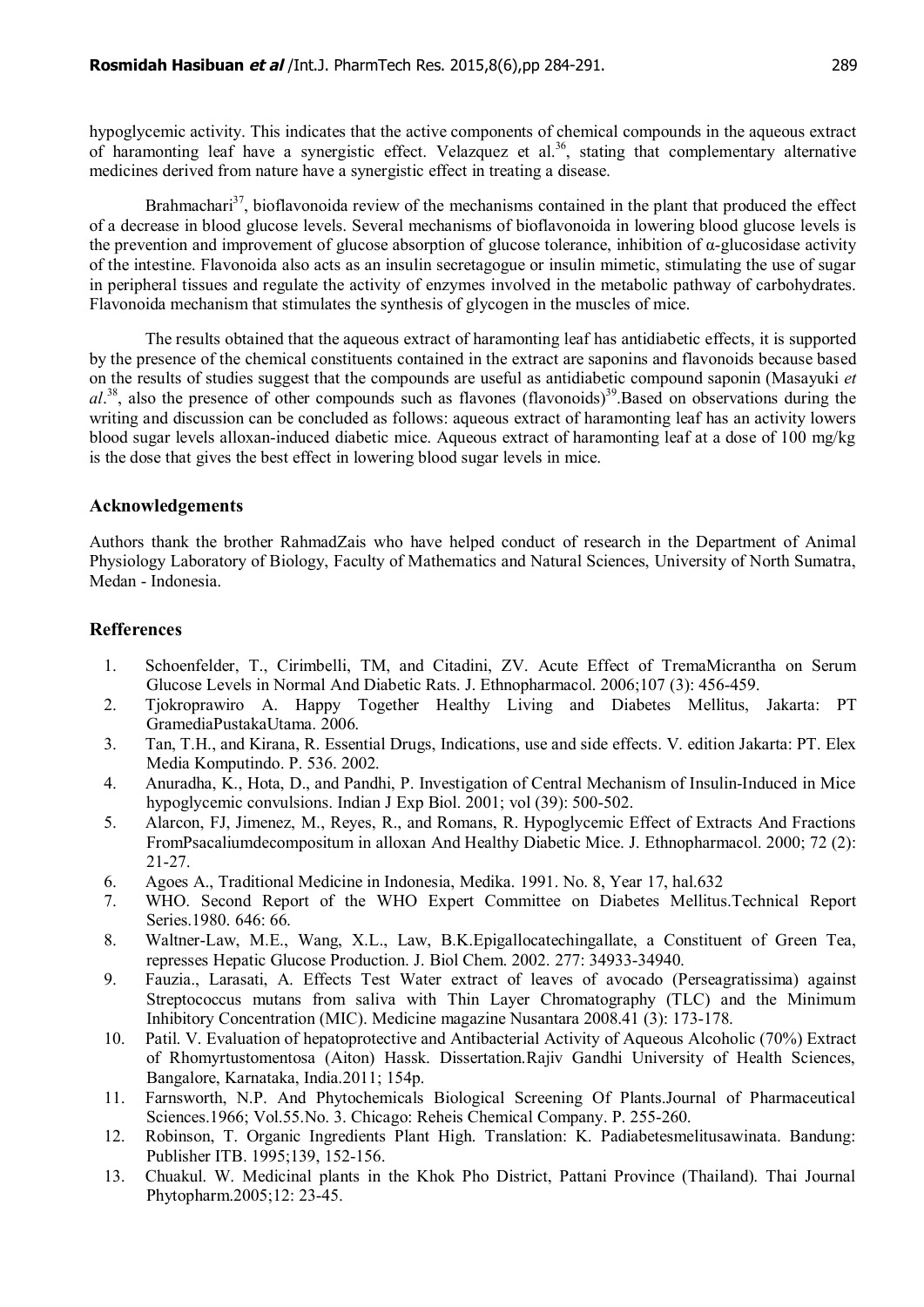hypoglycemic activity. This indicates that the active components of chemical compounds in the aqueous extract of haramonting leaf have a synergistic effect. Velazquez et al.[36], stating that complementary alternative medicines derived from nature have a synergistic effect in treating a disease.

Brahmachari[37], bioflavonoida review of the mechanisms contained in the plant that produced the effect of a decrease in blood glucose levels. Several mechanisms of bioflavonoida in lowering blood glucose levels is the prevention and improvement of glucose absorption of glucose tolerance, inhibition of α-glucosidase activity of the intestine. Flavonoida also acts as an insulin secretagogue or insulin mimetic, stimulating the use of sugar in peripheral tissues and regulate the activity of enzymes involved in the metabolic pathway of carbohydrates. Flavonoida mechanism that stimulates the synthesis of glycogen in the muscles of mice.

The results obtained that the aqueous extract of haramonting leaf has antidiabetic effects, it is supported by the presence of the chemical constituents contained in the extract are saponins and flavonoids because based on the results of studies suggest that the compounds are useful as antidiabetic compound saponin (Masayuki *et al*.[38], also the presence of other compounds such as flavones (flavonoids)[39].Based on observations during the writing and discussion can be concluded as follows: aqueous extract of haramonting leaf has an activity lowers blood sugar levels alloxan-induced diabetic mice. Aqueous extract of haramonting leaf at a dose of 100 mg/kg is the dose that gives the best effect in lowering blood sugar levels in mice.

## Acknowledgements

Authors thank the brother RahmadZais who have helped conduct of research in the Department of Animal Physiology Laboratory of Biology, Faculty of Mathematics and Natural Sciences, University of North Sumatra, Medan - Indonesia.

## Refferences

1. Schoenfelder, T., Cirimbelli, TM, and Citadini, ZV. Acute Effect of TremaMicrantha on Serum Glucose Levels in Normal And Diabetic Rats. J. Ethnopharmacol. 2006;107 (3): 456-459.
2. Tjokroprawiro A. Happy Together Healthy Living and Diabetes Mellitus, Jakarta: PT GramediaPustakaUtama. 2006.
3. Tan, T.H., and Kirana, R. Essential Drugs, Indications, use and side effects. V. edition Jakarta: PT. Elex Media Komputindo. P. 536. 2002.
4. Anuradha, K., Hota, D., and Pandhi, P. Investigation of Central Mechanism of Insulin-Induced in Mice hypoglycemic convulsions. Indian J Exp Biol. 2001; vol (39): 500-502.
5. Alarcon, FJ, Jimenez, M., Reyes, R., and Romans, R. Hypoglycemic Effect of Extracts And Fractions FromPsacaliumdecompositum in alloxan And Healthy Diabetic Mice. J. Ethnopharmacol. 2000; 72 (2): 21-27.
6. Agoes A., Traditional Medicine in Indonesia, Medika. 1991. No. 8, Year 17, hal.632
7. WHO. Second Report of the WHO Expert Committee on Diabetes Mellitus.Technical Report Series.1980. 646: 66.
8. Waltner-Law, M.E., Wang, X.L., Law, B.K.Epigallocatechingallate, a Constituent of Green Tea, represses Hepatic Glucose Production. J. Biol Chem. 2002. 277: 34933-34940.
9. Fauzia., Larasati, A. Effects Test Water extract of leaves of avocado (Perseagratissima) against Streptococcus mutans from saliva with Thin Layer Chromatography (TLC) and the Minimum Inhibitory Concentration (MIC). Medicine magazine Nusantara 2008.41 (3): 173-178.
10. Patil. V. Evaluation of hepatoprotective and Antibacterial Activity of Aqueous Alcoholic (70%) Extract of Rhomyrtustomentosa (Aiton) Hassk. Dissertation.Rajiv Gandhi University of Health Sciences, Bangalore, Karnataka, India.2011; 154p.
11. Farnsworth, N.P. And Phytochemicals Biological Screening Of Plants.Journal of Pharmaceutical Sciences.1966; Vol.55.No. 3. Chicago: Reheis Chemical Company. P. 255-260.
12. Robinson, T. Organic Ingredients Plant High. Translation: K. Padiabetesmelitusawinata. Bandung: Publisher ITB. 1995;139, 152-156.
13. Chuakul. W. Medicinal plants in the Khok Pho District, Pattani Province (Thailand). Thai Journal Phytopharm.2005;12: 23-45.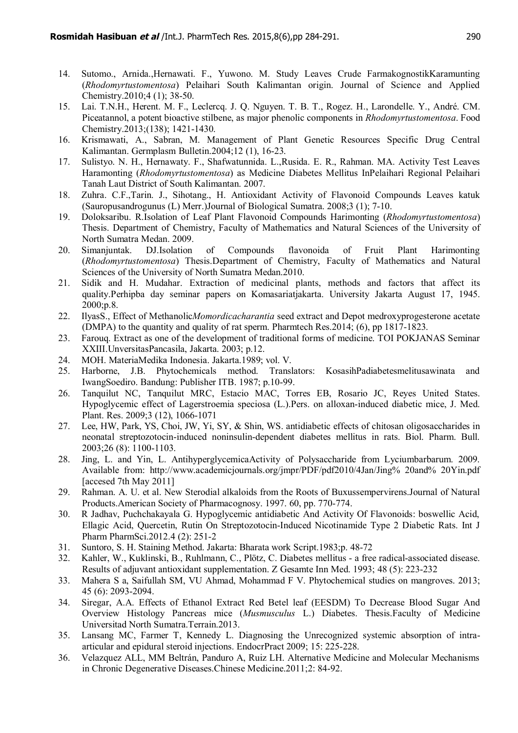14. Sutomo., Arnida.,Hernawati. F., Yuwono. M. Study Leaves Crude FarmakognostikKaramunting (*Rhodomyrtustomentosa*) Pelaihari South Kalimantan origin. Journal of Science and Applied Chemistry.2010;4 (1); 38-50.
15. Lai. T.N.H., Herent. M. F., Leclercq. J. Q. Nguyen. T. B. T., Rogez. H., Larondelle. Y., André. CM. Piceatannol, a potent bioactive stilbene, as major phenolic components in *Rhodomyrtustomentosa*. Food Chemistry.2013;(138); 1421-1430.
16. Krismawati, A., Sabran, M. Management of Plant Genetic Resources Specific Drug Central Kalimantan. Germplasm Bulletin.2004;12 (1), 16-23.
17. Sulistyo. N. H., Hernawaty. F., Shafwatunnida. L.,Rusida. E. R., Rahman. MA. Activity Test Leaves Haramonting (*Rhodomyrtustomentosa*) as Medicine Diabetes Mellitus InPelaihari Regional Pelaihari Tanah Laut District of South Kalimantan. 2007.
18. Zuhra. C.F.,Tarin. J., Sihotang., H. Antioxidant Activity of Flavonoid Compounds Leaves katuk (Sauropusandrogunus (L) Merr.)Journal of Biological Sumatra. 2008;3 (1); 7-10.
19. Doloksaribu. R.Isolation of Leaf Plant Flavonoid Compounds Harimonting (*Rhodomyrtustomentosa*) Thesis. Department of Chemistry, Faculty of Mathematics and Natural Sciences of the University of North Sumatra Medan. 2009.
20. Simanjuntak. DJ.Isolation of Compounds flavonoida of Fruit Plant Harimonting (*Rhodomyrtustomentosa*) Thesis.Department of Chemistry, Faculty of Mathematics and Natural Sciences of the University of North Sumatra Medan.2010.
21. Sidik and H. Mudahar. Extraction of medicinal plants, methods and factors that affect its quality.Perhipba day seminar papers on Komasariatjakarta. University Jakarta August 17, 1945. 2000;p.8.
22. IlyasS., Effect of Methanolic*Momordicacharantia* seed extract and Depot medroxyprogesterone acetate (DMPA) to the quantity and quality of rat sperm. Pharmtech Res.2014; (6), pp 1817-1823.
23. Farouq. Extract as one of the development of traditional forms of medicine. TOI POKJANAS Seminar XXIII.UnversitasPancasila, Jakarta. 2003; p.12.
24. MOH. MateriaMedika Indonesia. Jakarta.1989; vol. V.
25. Harborne, J.B. Phytochemicals method. Translators: KosasihPadiabetesmelitusawinata and IwangSoediro. Bandung: Publisher ITB. 1987; p.10-99.
26. Tanquilut NC, Tanquilut MRC, Estacio MAC, Torres EB, Rosario JC, Reyes United States. Hypoglycemic effect of Lagerstroemia speciosa (L.).Pers. on alloxan-induced diabetic mice, J. Med. Plant. Res. 2009;3 (12), 1066-1071
27. Lee, HW, Park, YS, Choi, JW, Yi, SY, & Shin, WS. antidiabetic effects of chitosan oligosaccharides in neonatal streptozotocin-induced noninsulin-dependent diabetes mellitus in rats. Biol. Pharm. Bull. 2003;26 (8): 1100-1103.
28. Jing, L. and Yin, L. AntihyperglycemicaActivity of Polysaccharide from Lyciumbarbarum. 2009. Available from: http://www.academicjournals.org/jmpr/PDF/pdf2010/4Jan/Jing% 20and% 20Yin.pdf [accesed 7th May 2011]
29. Rahman. A. U. et al. New Sterodial alkaloids from the Roots of Buxussempervirens.Journal of Natural Products.American Society of Pharmacognosy. 1997. 60, pp. 770-774.
30. R Jadhav, Puchchakayala G. Hypoglycemic antidiabetic And Activity Of Flavonoids: boswellic Acid, Ellagic Acid, Quercetin, Rutin On Streptozotocin-Induced Nicotinamide Type 2 Diabetic Rats. Int J Pharm PharmSci.2012.4 (2): 251-2
31. Suntoro, S. H. Staining Method. Jakarta: Bharata work Script.1983;p. 48-72
32. Kahler, W., Kuklinski, B., Ruhlmann, C., Plötz, C. Diabetes mellitus - a free radical-associated disease. Results of adjuvant antioxidant supplementation. Z Gesamte Inn Med. 1993; 48 (5): 223-232
33. Mahera S a, Saifullah SM, VU Ahmad, Mohammad F V. Phytochemical studies on mangroves. 2013; 45 (6): 2093-2094.
34. Siregar, A.A. Effects of Ethanol Extract Red Betel leaf (EESDM) To Decrease Blood Sugar And Overview Histology Pancreas mice (*Musmusculus* L.) Diabetes. Thesis.Faculty of Medicine Universitad North Sumatra.Terrain.2013.
35. Lansang MC, Farmer T, Kennedy L. Diagnosing the Unrecognized systemic absorption of intra-articular and epidural steroid injections. EndocrPract 2009; 15: 225-228.
36. Velazquez ALL, MM Beltrán, Panduro A, Ruiz LH. Alternative Medicine and Molecular Mechanisms in Chronic Degenerative Diseases.Chinese Medicine.2011;2: 84-92.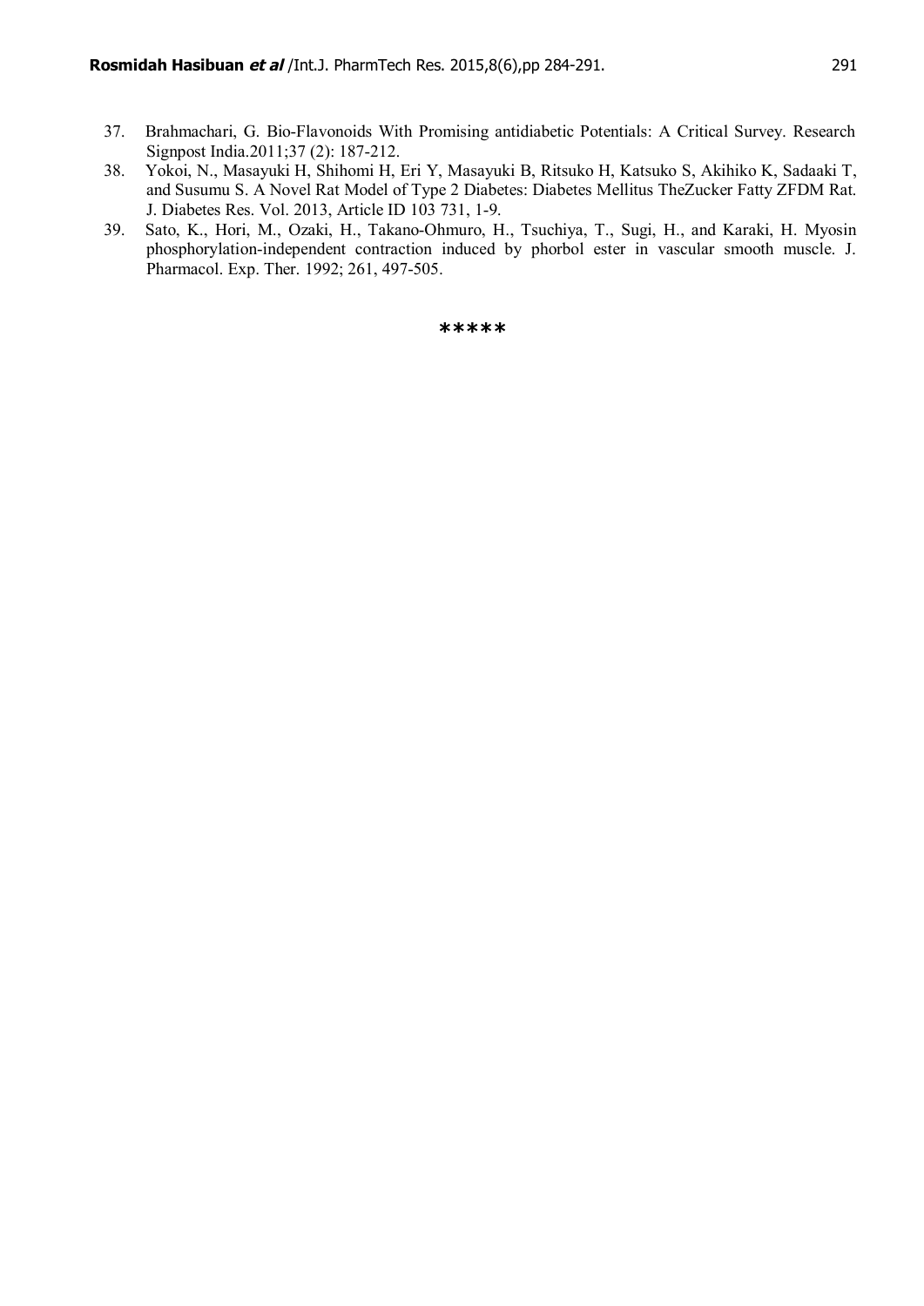37. Brahmachari, G. Bio-Flavonoids With Promising antidiabetic Potentials: A Critical Survey. Research Signpost India.2011;37 (2): 187-212.
38. Yokoi, N., Masayuki H, Shihomi H, Eri Y, Masayuki B, Ritsuko H, Katsuko S, Akihiko K, Sadaaki T, and Susumu S. A Novel Rat Model of Type 2 Diabetes: Diabetes Mellitus TheZucker Fatty ZFDM Rat. J. Diabetes Res. Vol. 2013, Article ID 103 731, 1-9.
39. Sato, K., Hori, M., Ozaki, H., Takano-Ohmuro, H., Tsuchiya, T., Sugi, H., and Karaki, H. Myosin phosphorylation-independent contraction induced by phorbol ester in vascular smooth muscle. J. Pharmacol. Exp. Ther. 1992; 261, 497-505.

*****